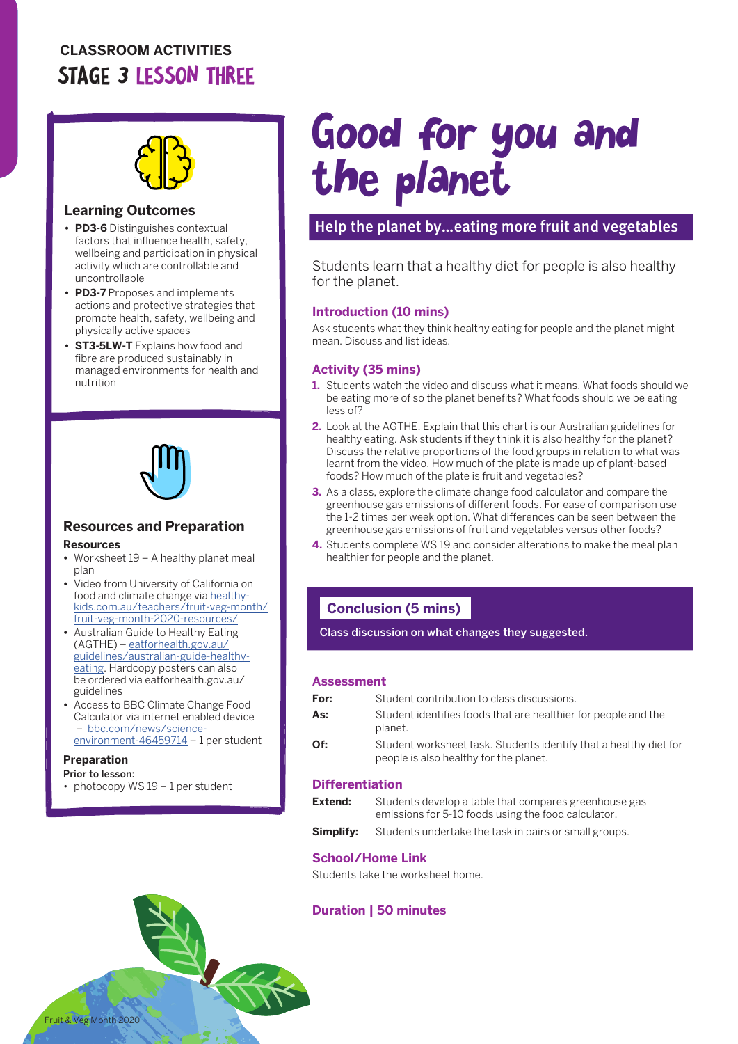**CLASSROOM ACTIVITIES**
**STAGE 3 LESSON THREE**

# Good for you and the planet

## Help the planet by...eating more fruit and vegetables

Students learn that a healthy diet for people is also healthy for the planet.

### Learning Outcomes

- **PD3-6** Distinguishes contextual factors that influence health, safety, wellbeing and participation in physical activity which are controllable and uncontrollable
- **PD3-7** Proposes and implements actions and protective strategies that promote health, safety, wellbeing and physically active spaces
- **ST3-5LW-T** Explains how food and fibre are produced sustainably in managed environments for health and nutrition

### Resources and Preparation

**Resources**

- Worksheet 19 – A healthy planet meal plan
- Video from University of California on food and climate change via healthy-kids.com.au/teachers/fruit-veg-month/fruit-veg-month-2020-resources/
- Australian Guide to Healthy Eating (AGTHE) – eatforhealth.gov.au/guidelines/australian-guide-healthy-eating. Hardcopy posters can also be ordered via eatforhealth.gov.au/guidelines
- Access to BBC Climate Change Food Calculator via internet enabled device – bbc.com/news/science-environment-46459714 – 1 per student

**Preparation**

Prior to lesson:

- photocopy WS 19 – 1 per student

### Introduction (10 mins)

Ask students what they think healthy eating for people and the planet might mean. Discuss and list ideas.

### Activity (35 mins)

1. Students watch the video and discuss what it means. What foods should we be eating more of so the planet benefits? What foods should we be eating less of?
2. Look at the AGTHE. Explain that this chart is our Australian guidelines for healthy eating. Ask students if they think it is also healthy for the planet? Discuss the relative proportions of the food groups in relation to what was learnt from the video. How much of the plate is made up of plant-based foods? How much of the plate is fruit and vegetables?
3. As a class, explore the climate change food calculator and compare the greenhouse gas emissions of different foods. For ease of comparison use the 1-2 times per week option. What differences can be seen between the greenhouse gas emissions of fruit and vegetables versus other foods?
4. Students complete WS 19 and consider alterations to make the meal plan healthier for people and the planet.

### Conclusion (5 mins)

Class discussion on what changes they suggested.

### Assessment

**For:** Student contribution to class discussions.

**As:** Student identifies foods that are healthier for people and the planet.

**Of:** Student worksheet task. Students identify that a healthy diet for people is also healthy for the planet.

### Differentiation

**Extend:** Students develop a table that compares greenhouse gas emissions for 5-10 foods using the food calculator.

**Simplify:** Students undertake the task in pairs or small groups.

### School/Home Link

Students take the worksheet home.

### Duration | 50 minutes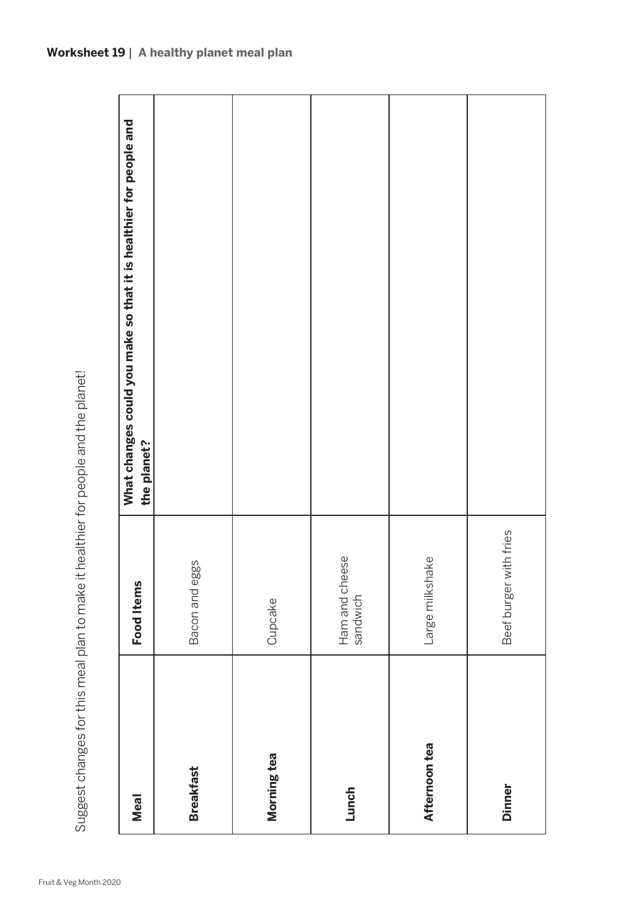## **Worksheet 19** | A healthy planet meal plan

Suggest changes for this meal plan to make it healthier for people and the planet!

| **Meal** | **Food Items** | **What changes could you make so that it is healthier for people and the planet?** |
| --- | --- | --- |
| **Breakfast** | Bacon and eggs | |
| **Morning tea** | Cupcake | |
| **Lunch** | Ham and cheese sandwich | |
| **Afternoon tea** | Large milkshake | |
| **Dinner** | Beef burger with fries | |